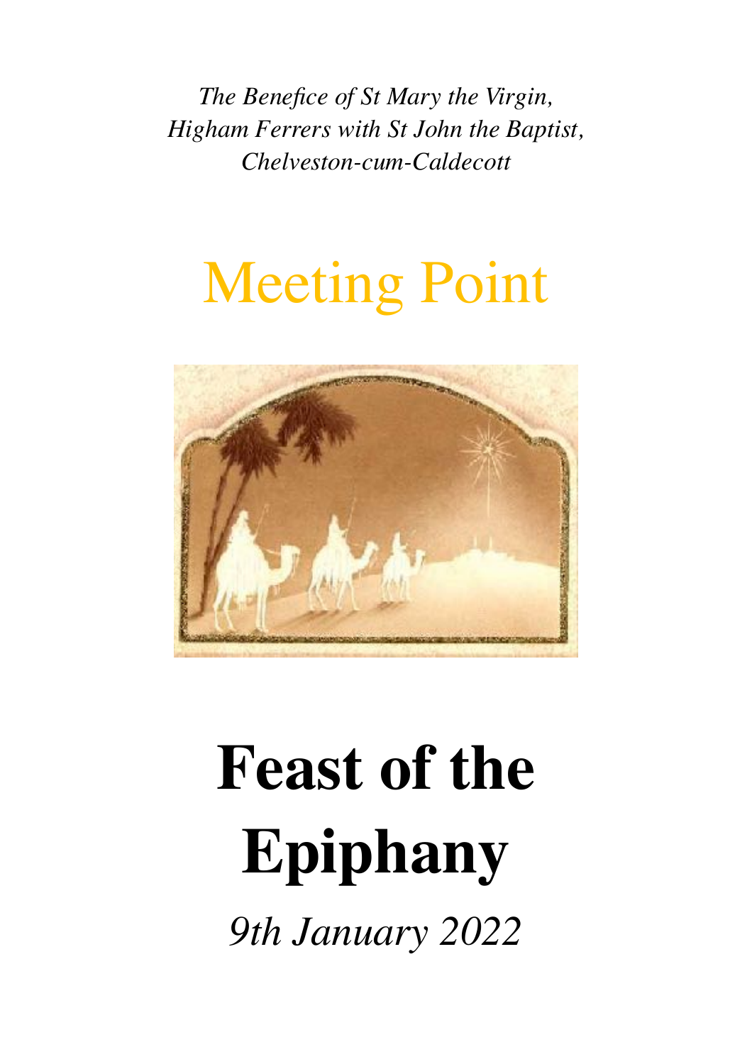*The Benefice of St Mary the Virgin,*
*Higham Ferrers with St John the Baptist,*
*Chelveston-cum-Caldecott*

# Meeting Point

# Feast of the Epiphany

*9th January 2022*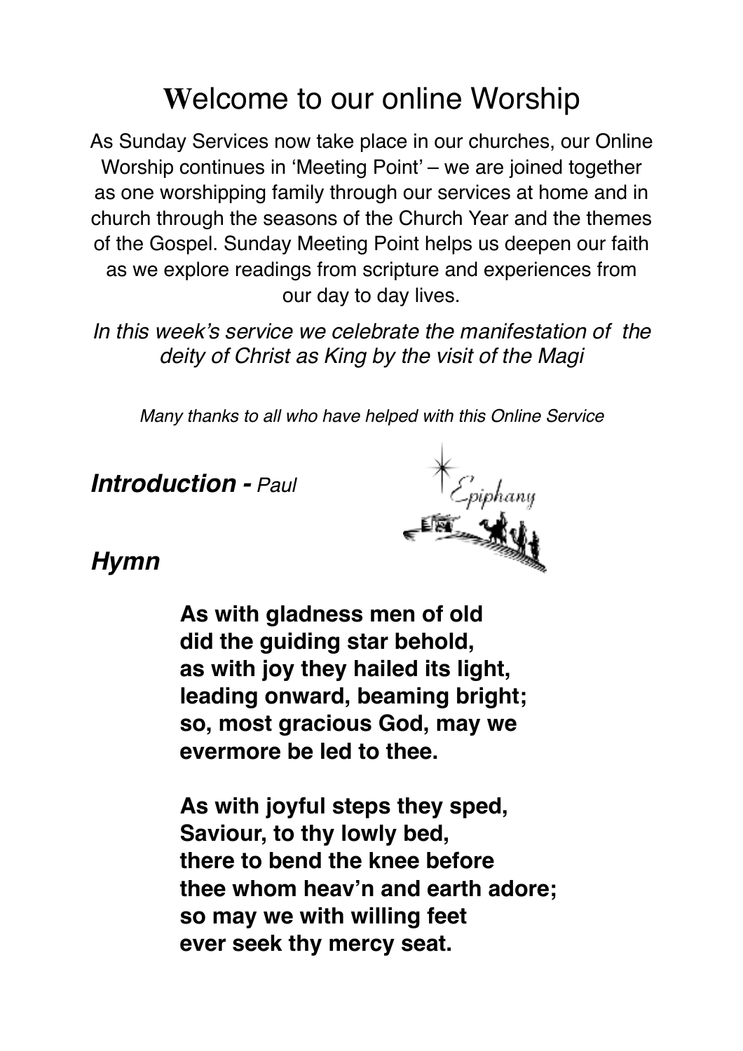# Welcome to our online Worship

As Sunday Services now take place in our churches, our Online Worship continues in 'Meeting Point' – we are joined together as one worshipping family through our services at home and in church through the seasons of the Church Year and the themes of the Gospel. Sunday Meeting Point helps us deepen our faith as we explore readings from scripture and experiences from our day to day lives.

*In this week's service we celebrate the manifestation of the deity of Christ as King by the visit of the Magi*

*Many thanks to all who have helped with this Online Service*

***Introduction -*** *Paul*

***Hymn***

**As with gladness men of old**
**did the guiding star behold,**
**as with joy they hailed its light,**
**leading onward, beaming bright;**
**so, most gracious God, may we**
**evermore be led to thee.**

**As with joyful steps they sped,**
**Saviour, to thy lowly bed,**
**there to bend the knee before**
**thee whom heav'n and earth adore;**
**so may we with willing feet**
**ever seek thy mercy seat.**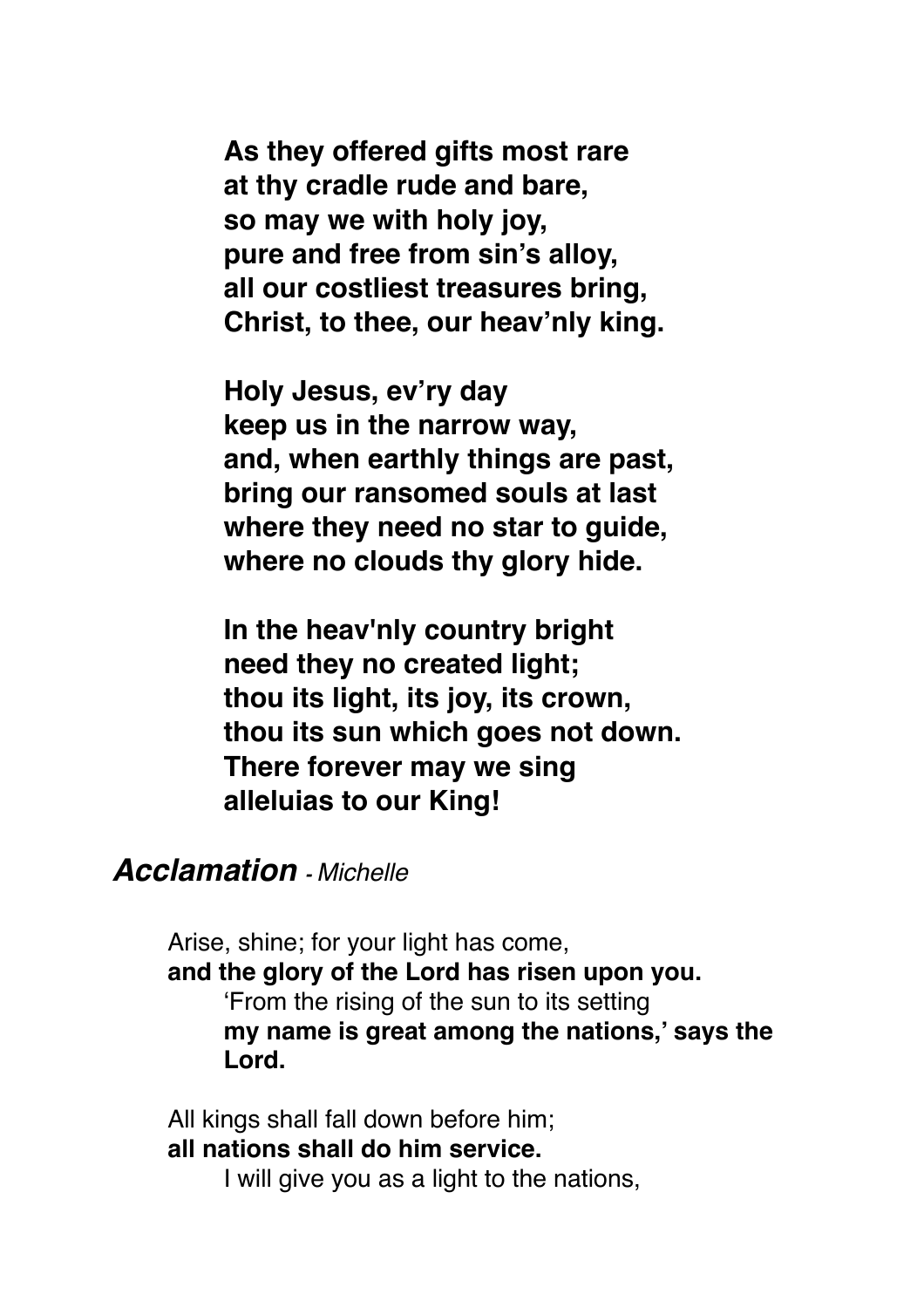**As they offered gifts most rare**
**at thy cradle rude and bare,**
**so may we with holy joy,**
**pure and free from sin's alloy,**
**all our costliest treasures bring,**
**Christ, to thee, our heav'nly king.**

**Holy Jesus, ev'ry day**
**keep us in the narrow way,**
**and, when earthly things are past,**
**bring our ransomed souls at last**
**where they need no star to guide,**
**where no clouds thy glory hide.**

**In the heav'nly country bright**
**need they no created light;**
**thou its light, its joy, its crown,**
**thou its sun which goes not down.**
**There forever may we sing**
**alleluias to our King!**

### ***Acclamation*** *- Michelle*

Arise, shine; for your light has come,
**and the glory of the Lord has risen upon you.**
'From the rising of the sun to its setting
**my name is great among the nations,' says the Lord.**

All kings shall fall down before him;
**all nations shall do him service.**
I will give you as a light to the nations,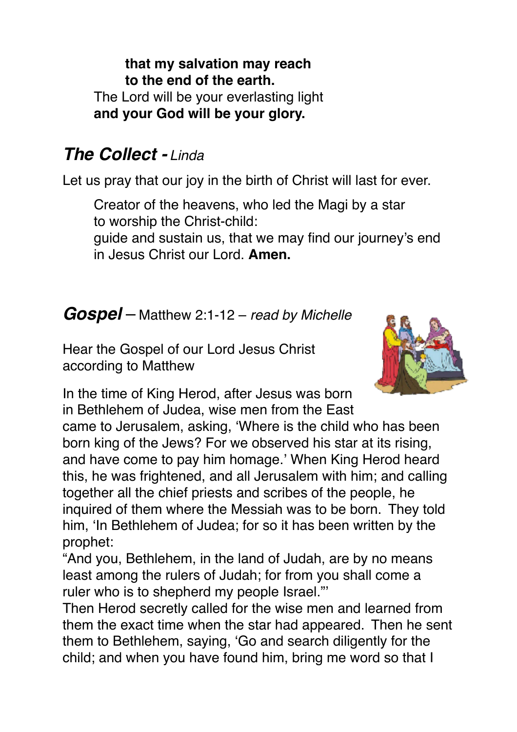**that my salvation may reach**
**to the end of the earth.**
The Lord will be your everlasting light
**and your God will be your glory.**

## ***The Collect -*** *Linda*

Let us pray that our joy in the birth of Christ will last for ever.

Creator of the heavens, who led the Magi by a star
to worship the Christ-child:
guide and sustain us, that we may find our journey's end
in Jesus Christ our Lord. **Amen.**

## ***Gospel*** – Matthew 2:1-12 – *read by Michelle*

Hear the Gospel of our Lord Jesus Christ
according to Matthew

In the time of King Herod, after Jesus was born in Bethlehem of Judea, wise men from the East came to Jerusalem, asking, 'Where is the child who has been born king of the Jews? For we observed his star at its rising, and have come to pay him homage.' When King Herod heard this, he was frightened, and all Jerusalem with him; and calling together all the chief priests and scribes of the people, he inquired of them where the Messiah was to be born. They told him, 'In Bethlehem of Judea; for so it has been written by the prophet:
"And you, Bethlehem, in the land of Judah, are by no means least among the rulers of Judah; for from you shall come a ruler who is to shepherd my people Israel."'
Then Herod secretly called for the wise men and learned from them the exact time when the star had appeared. Then he sent them to Bethlehem, saying, 'Go and search diligently for the child; and when you have found him, bring me word so that I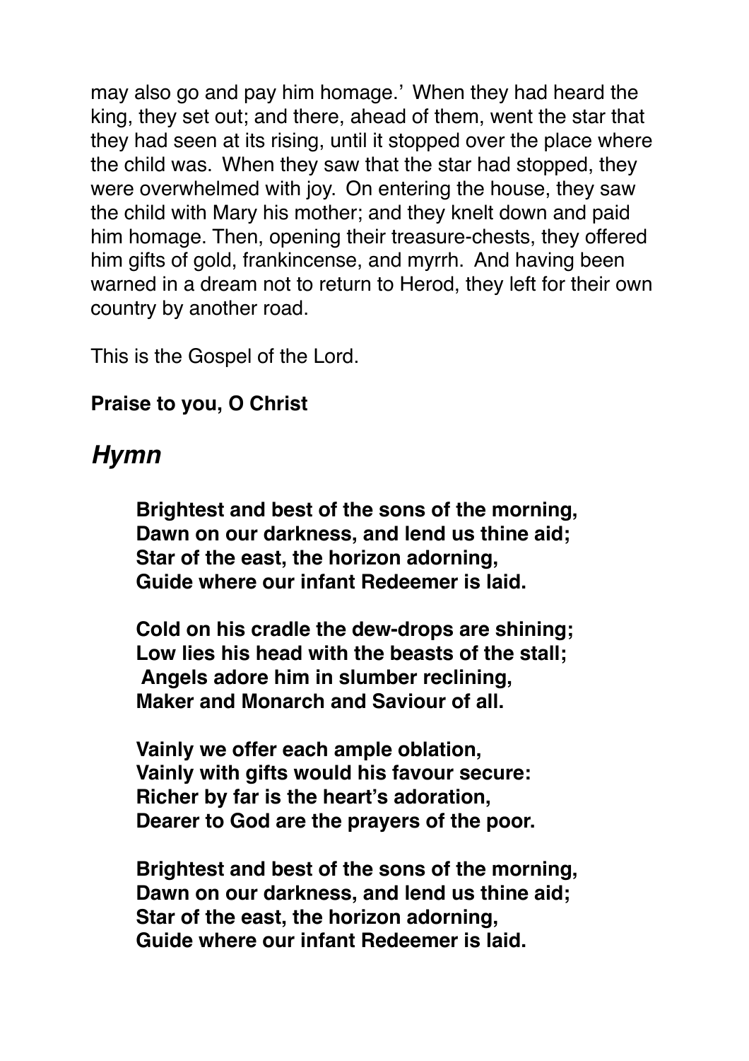may also go and pay him homage.' When they had heard the king, they set out; and there, ahead of them, went the star that they had seen at its rising, until it stopped over the place where the child was. When they saw that the star had stopped, they were overwhelmed with joy. On entering the house, they saw the child with Mary his mother; and they knelt down and paid him homage. Then, opening their treasure-chests, they offered him gifts of gold, frankincense, and myrrh. And having been warned in a dream not to return to Herod, they left for their own country by another road.

This is the Gospel of the Lord.

**Praise to you, O Christ**

## *Hymn*

**Brightest and best of the sons of the morning,
Dawn on our darkness, and lend us thine aid;
Star of the east, the horizon adorning,
Guide where our infant Redeemer is laid.**

**Cold on his cradle the dew-drops are shining;
Low lies his head with the beasts of the stall;
Angels adore him in slumber reclining,
Maker and Monarch and Saviour of all.**

**Vainly we offer each ample oblation,
Vainly with gifts would his favour secure:
Richer by far is the heart's adoration,
Dearer to God are the prayers of the poor.**

**Brightest and best of the sons of the morning,
Dawn on our darkness, and lend us thine aid;
Star of the east, the horizon adorning,
Guide where our infant Redeemer is laid.**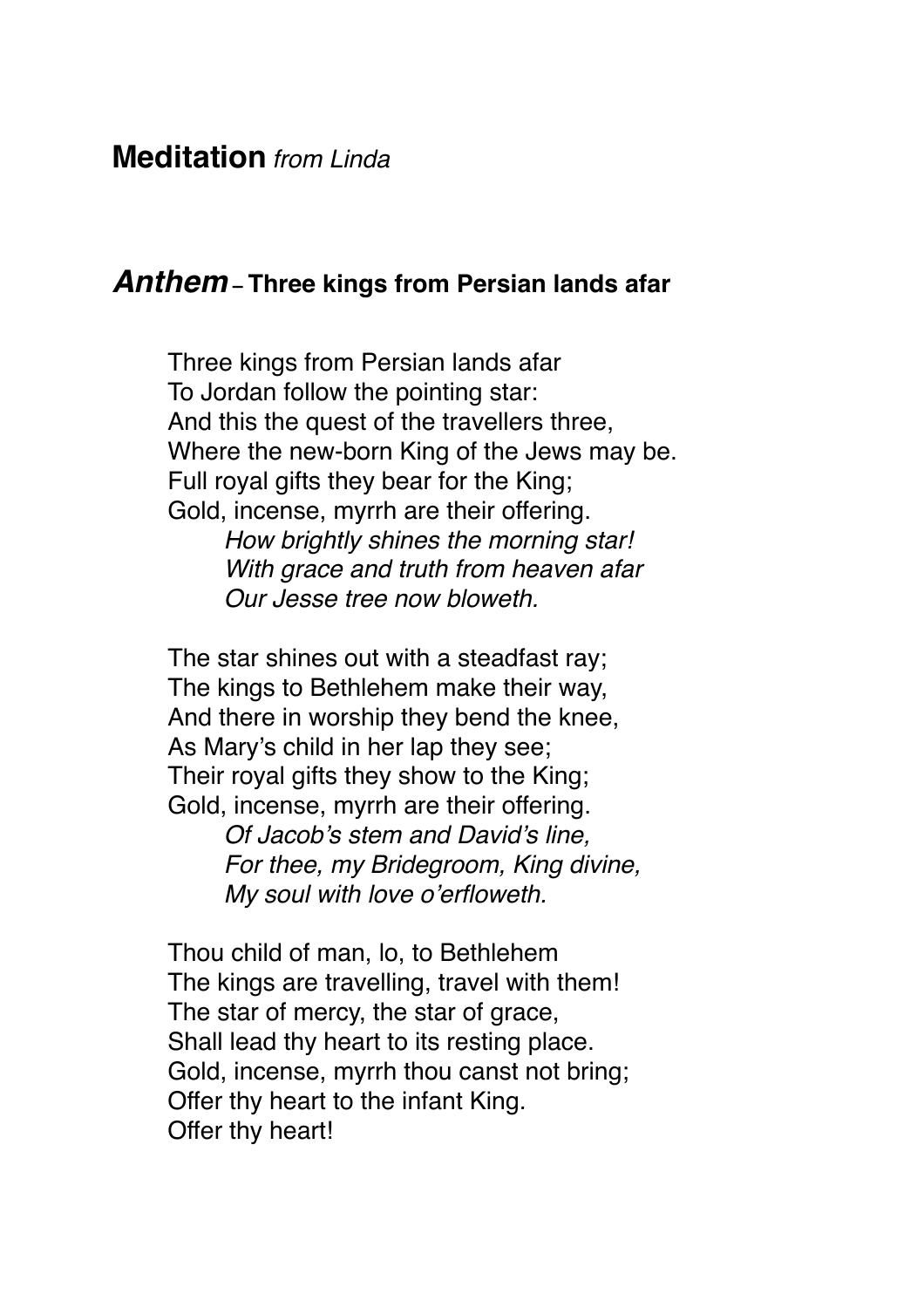## **Meditation** *from Linda*

## ***Anthem*** – **Three kings from Persian lands afar**

Three kings from Persian lands afar
To Jordan follow the pointing star:
And this the quest of the travellers three,
Where the new-born King of the Jews may be.
Full royal gifts they bear for the King;
Gold, incense, myrrh are their offering.
*How brightly shines the morning star!*
*With grace and truth from heaven afar*
*Our Jesse tree now bloweth.*

The star shines out with a steadfast ray;
The kings to Bethlehem make their way,
And there in worship they bend the knee,
As Mary's child in her lap they see;
Their royal gifts they show to the King;
Gold, incense, myrrh are their offering.
*Of Jacob's stem and David's line,*
*For thee, my Bridegroom, King divine,*
*My soul with love o'erfloweth.*

Thou child of man, lo, to Bethlehem
The kings are travelling, travel with them!
The star of mercy, the star of grace,
Shall lead thy heart to its resting place.
Gold, incense, myrrh thou canst not bring;
Offer thy heart to the infant King.
Offer thy heart!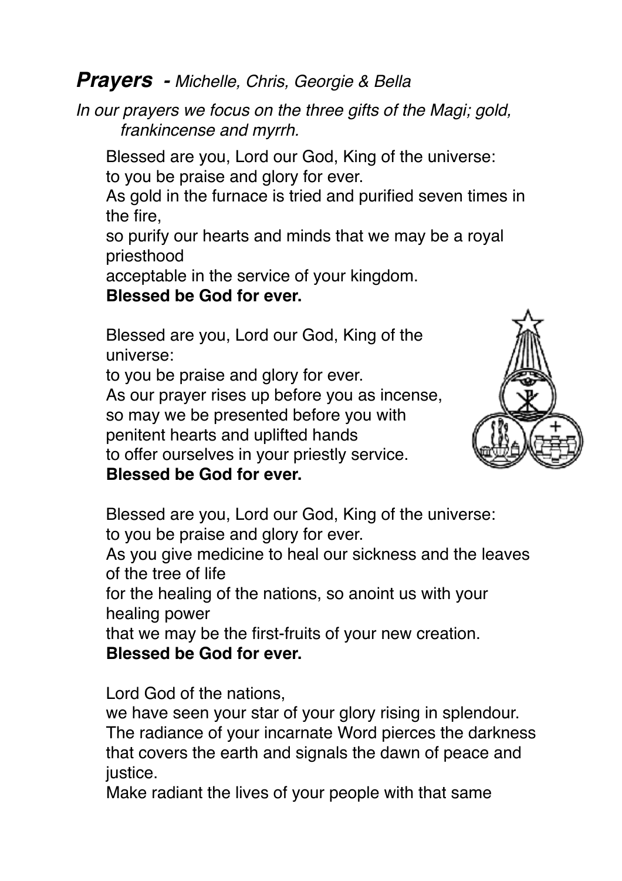## ***Prayers** - Michelle, Chris, Georgie & Bella*

*In our prayers we focus on the three gifts of the Magi; gold, frankincense and myrrh.*

Blessed are you, Lord our God, King of the universe:
to you be praise and glory for ever.
As gold in the furnace is tried and purified seven times in the fire,
so purify our hearts and minds that we may be a royal priesthood
acceptable in the service of your kingdom.
**Blessed be God for ever.**

Blessed are you, Lord our God, King of the universe:
to you be praise and glory for ever.
As our prayer rises up before you as incense,
so may we be presented before you with
penitent hearts and uplifted hands
to offer ourselves in your priestly service.
**Blessed be God for ever.**

Blessed are you, Lord our God, King of the universe:
to you be praise and glory for ever.
As you give medicine to heal our sickness and the leaves of the tree of life
for the healing of the nations, so anoint us with your healing power
that we may be the first-fruits of your new creation.
**Blessed be God for ever.**

Lord God of the nations,
we have seen your star of your glory rising in splendour.
The radiance of your incarnate Word pierces the darkness that covers the earth and signals the dawn of peace and justice.
Make radiant the lives of your people with that same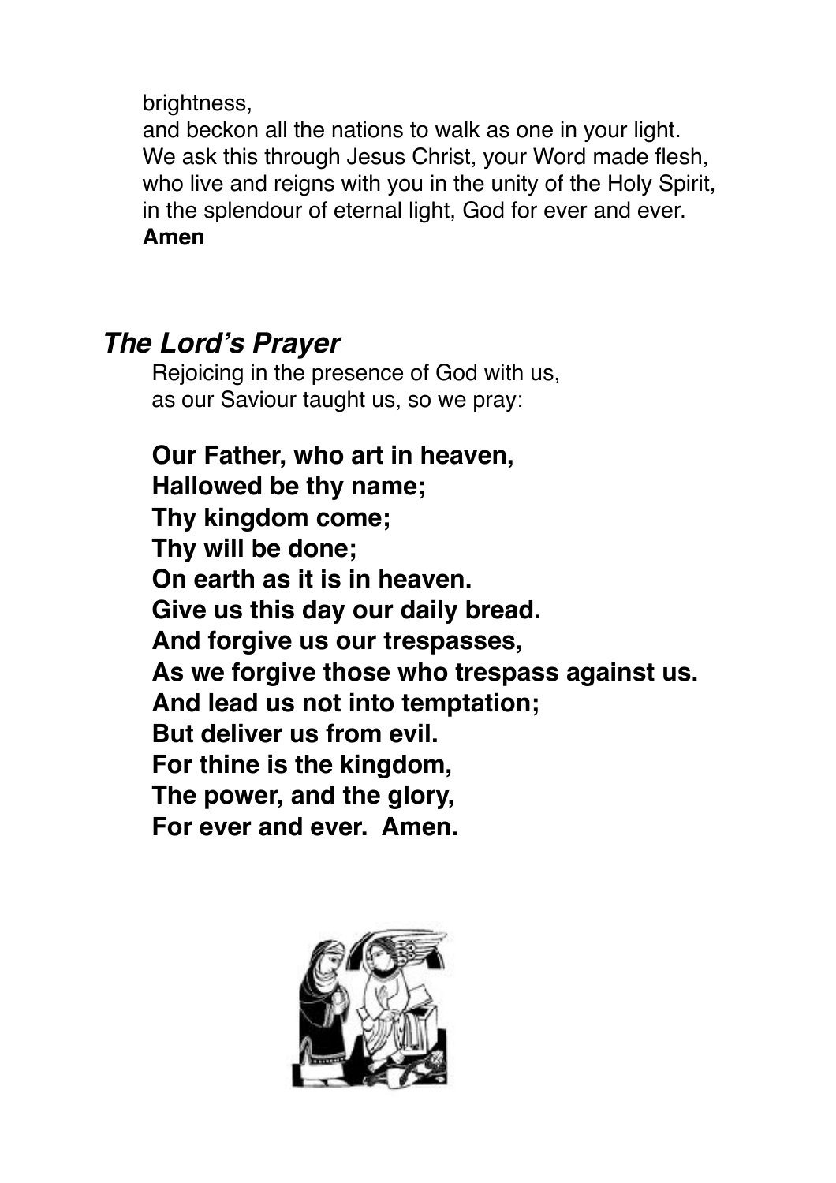brightness,
and beckon all the nations to walk as one in your light.
We ask this through Jesus Christ, your Word made flesh,
who live and reigns with you in the unity of the Holy Spirit,
in the splendour of eternal light, God for ever and ever.
**Amen**

## *The Lord's Prayer*

Rejoicing in the presence of God with us,
as our Saviour taught us, so we pray:

**Our Father, who art in heaven,**
**Hallowed be thy name;**
**Thy kingdom come;**
**Thy will be done;**
**On earth as it is in heaven.**
**Give us this day our daily bread.**
**And forgive us our trespasses,**
**As we forgive those who trespass against us.**
**And lead us not into temptation;**
**But deliver us from evil.**
**For thine is the kingdom,**
**The power, and the glory,**
**For ever and ever. Amen.**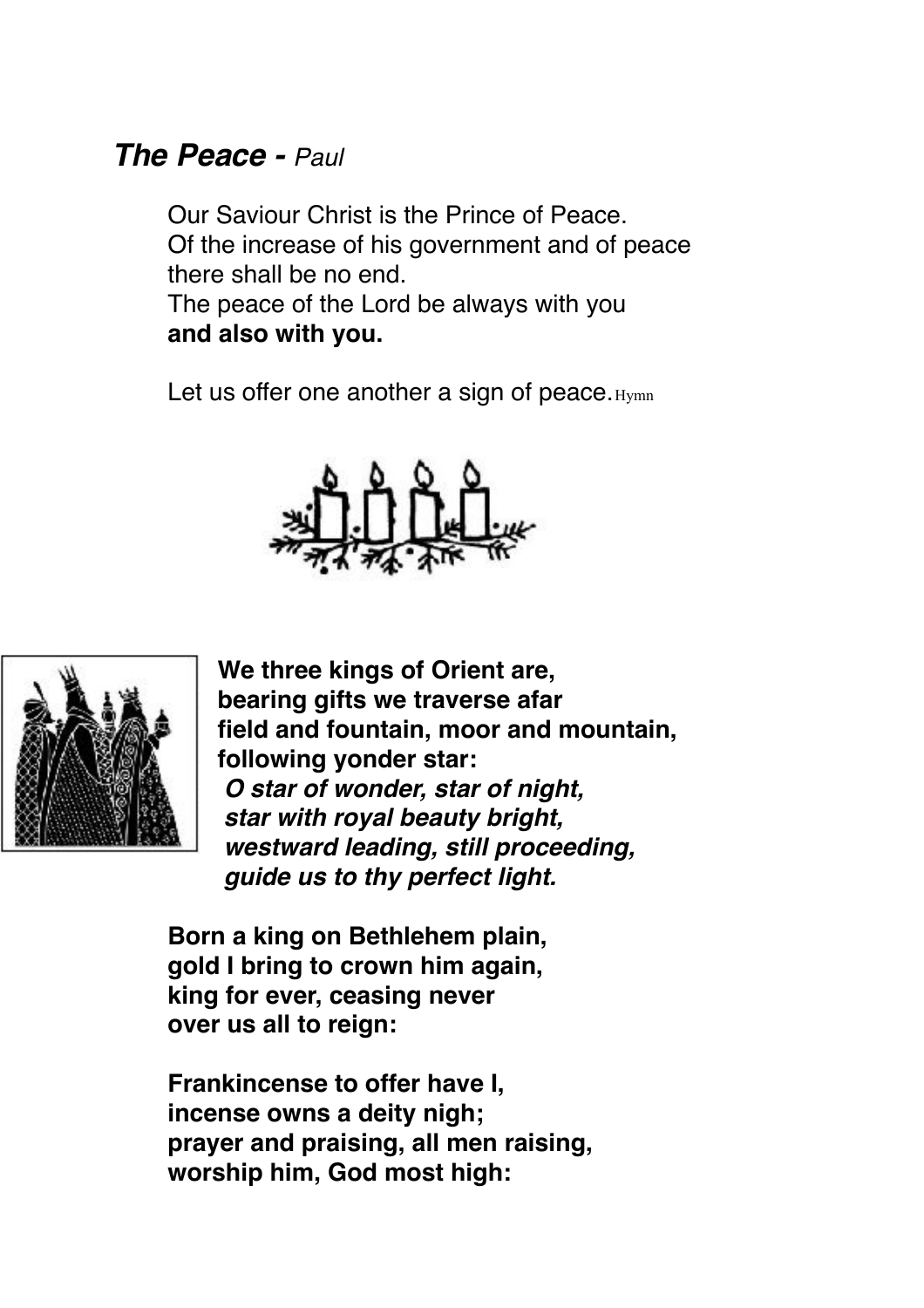## ***The Peace -*** *Paul*

Our Saviour Christ is the Prince of Peace.
Of the increase of his government and of peace
there shall be no end.
The peace of the Lord be always with you
**and also with you.**

Let us offer one another a sign of peace. Hymn

**We three kings of Orient are,**
**bearing gifts we traverse afar**
**field and fountain, moor and mountain,**
**following yonder star:**
***O star of wonder, star of night,***
***star with royal beauty bright,***
***westward leading, still proceeding,***
***guide us to thy perfect light.***

**Born a king on Bethlehem plain,**
**gold I bring to crown him again,**
**king for ever, ceasing never**
**over us all to reign:**

**Frankincense to offer have I,**
**incense owns a deity nigh;**
**prayer and praising, all men raising,**
**worship him, God most high:**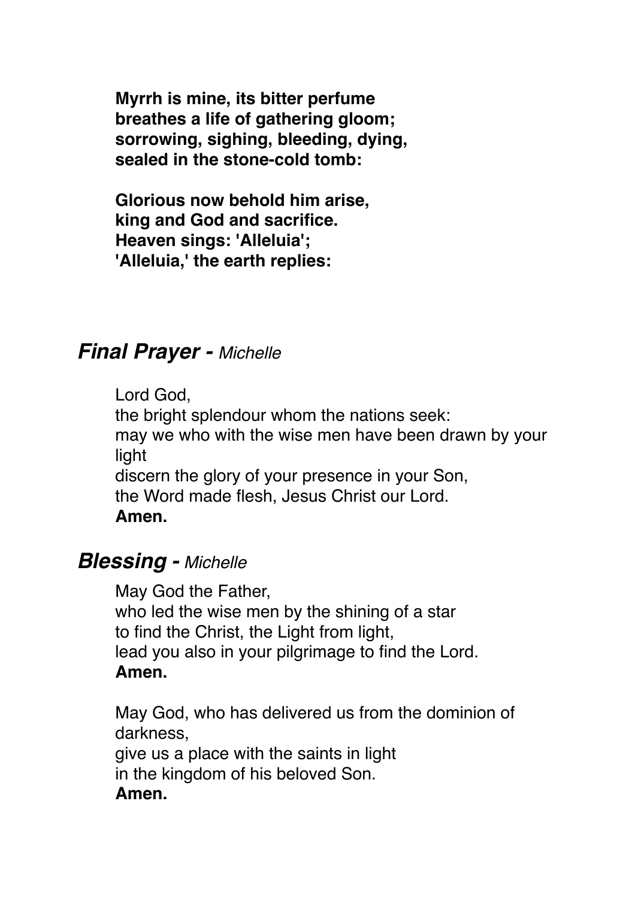**Myrrh is mine, its bitter perfume**
**breathes a life of gathering gloom;**
**sorrowing, sighing, bleeding, dying,**
**sealed in the stone-cold tomb:**

**Glorious now behold him arise,**
**king and God and sacrifice.**
**Heaven sings: 'Alleluia';**
**'Alleluia,' the earth replies:**

## ***Final Prayer -*** *Michelle*

Lord God,
the bright splendour whom the nations seek:
may we who with the wise men have been drawn by your light
discern the glory of your presence in your Son,
the Word made flesh, Jesus Christ our Lord.
**Amen.**

## ***Blessing -*** *Michelle*

May God the Father,
who led the wise men by the shining of a star
to find the Christ, the Light from light,
lead you also in your pilgrimage to find the Lord.
**Amen.**

May God, who has delivered us from the dominion of darkness,
give us a place with the saints in light
in the kingdom of his beloved Son.
**Amen.**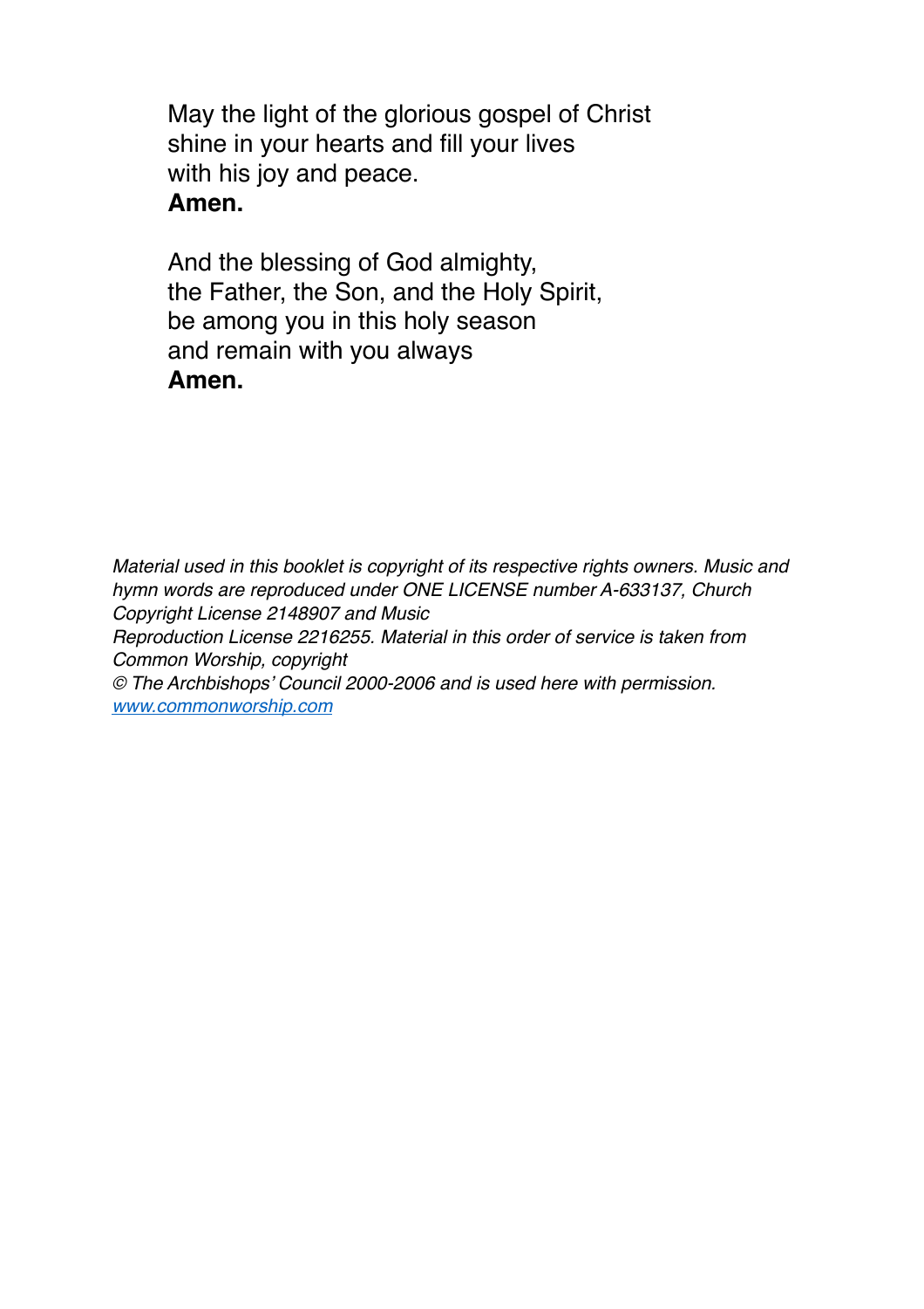May the light of the glorious gospel of Christ
shine in your hearts and fill your lives
with his joy and peace.
**Amen.**

And the blessing of God almighty,
the Father, the Son, and the Holy Spirit,
be among you in this holy season
and remain with you always
**Amen.**

*Material used in this booklet is copyright of its respective rights owners. Music and hymn words are reproduced under ONE LICENSE number A-633137, Church Copyright License 2148907 and Music Reproduction License 2216255. Material in this order of service is taken from Common Worship, copyright © The Archbishops' Council 2000-2006 and is used here with permission.* [*www.commonworship.com*](http://www.commonworship.com)